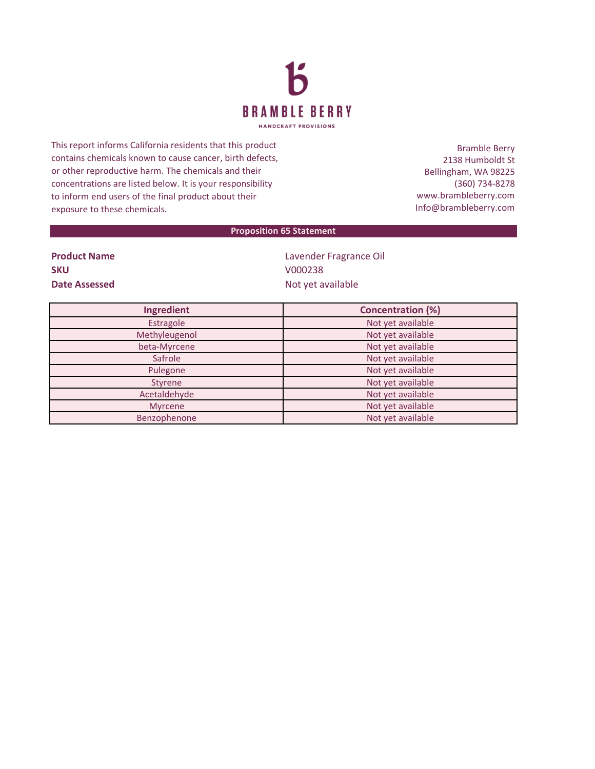# BRAMBLE BERRY

HANDCRAFT PROVISIONS

This report informs California residents that this product contains chemicals known to cause cancer, birth defects, or other reproductive harm. The chemicals and their concentrations are listed below. It is your responsibility to inform end users of the final product about their exposure to these chemicals.

Bramble Berry
2138 Humboldt St
Bellingham, WA 98225
(360) 734-8278
www.brambleberry.com
Info@brambleberry.com

## Proposition 65 Statement

**Product Name** Lavender Fragrance Oil
**SKU** V000238
**Date Assessed** Not yet available

| Ingredient | Concentration (%) |
|---|---|
| Estragole | Not yet available |
| Methyleugenol | Not yet available |
| beta-Myrcene | Not yet available |
| Safrole | Not yet available |
| Pulegone | Not yet available |
| Styrene | Not yet available |
| Acetaldehyde | Not yet available |
| Myrcene | Not yet available |
| Benzophenone | Not yet available |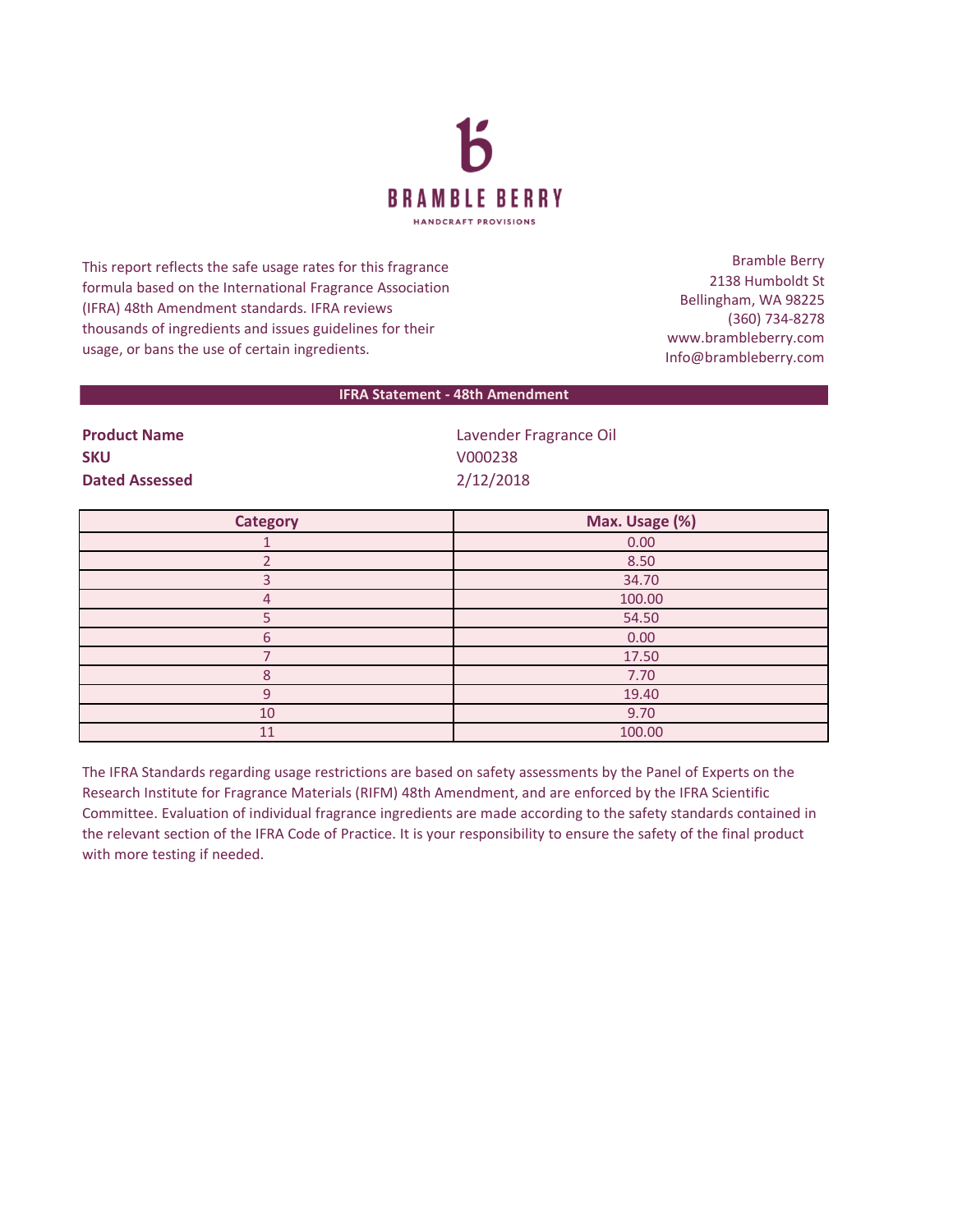**BRAMBLE BERRY**

HANDCRAFT PROVISIONS

This report reflects the safe usage rates for this fragrance formula based on the International Fragrance Association (IFRA) 48th Amendment standards. IFRA reviews thousands of ingredients and issues guidelines for their usage, or bans the use of certain ingredients.

Bramble Berry
2138 Humboldt St
Bellingham, WA 98225
(360) 734-8278
www.brambleberry.com
Info@brambleberry.com

## IFRA Statement - 48th Amendment

**Product Name** Lavender Fragrance Oil
**SKU** V000238
**Dated Assessed** 2/12/2018

| Category | Max. Usage (%) |
|---|---|
| 1 | 0.00 |
| 2 | 8.50 |
| 3 | 34.70 |
| 4 | 100.00 |
| 5 | 54.50 |
| 6 | 0.00 |
| 7 | 17.50 |
| 8 | 7.70 |
| 9 | 19.40 |
| 10 | 9.70 |
| 11 | 100.00 |

The IFRA Standards regarding usage restrictions are based on safety assessments by the Panel of Experts on the Research Institute for Fragrance Materials (RIFM) 48th Amendment, and are enforced by the IFRA Scientific Committee. Evaluation of individual fragrance ingredients are made according to the safety standards contained in the relevant section of the IFRA Code of Practice. It is your responsibility to ensure the safety of the final product with more testing if needed.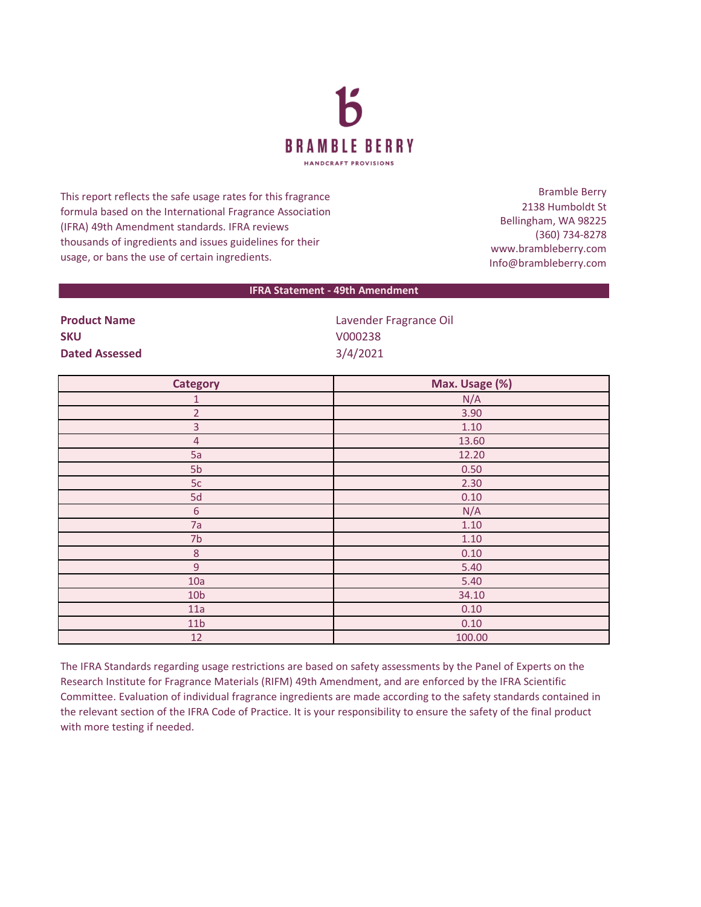# BRAMBLE BERRY

HANDCRAFT PROVISIONS

This report reflects the safe usage rates for this fragrance formula based on the International Fragrance Association (IFRA) 49th Amendment standards. IFRA reviews thousands of ingredients and issues guidelines for their usage, or bans the use of certain ingredients.

Bramble Berry
2138 Humboldt St
Bellingham, WA 98225
(360) 734-8278
www.brambleberry.com
Info@brambleberry.com

## IFRA Statement - 49th Amendment

**Product Name** Lavender Fragrance Oil
**SKU** V000238
**Dated Assessed** 3/4/2021

| Category | Max. Usage (%) |
|---|---|
| 1 | N/A |
| 2 | 3.90 |
| 3 | 1.10 |
| 4 | 13.60 |
| 5a | 12.20 |
| 5b | 0.50 |
| 5c | 2.30 |
| 5d | 0.10 |
| 6 | N/A |
| 7a | 1.10 |
| 7b | 1.10 |
| 8 | 0.10 |
| 9 | 5.40 |
| 10a | 5.40 |
| 10b | 34.10 |
| 11a | 0.10 |
| 11b | 0.10 |
| 12 | 100.00 |

The IFRA Standards regarding usage restrictions are based on safety assessments by the Panel of Experts on the Research Institute for Fragrance Materials (RIFM) 49th Amendment, and are enforced by the IFRA Scientific Committee. Evaluation of individual fragrance ingredients are made according to the safety standards contained in the relevant section of the IFRA Code of Practice. It is your responsibility to ensure the safety of the final product with more testing if needed.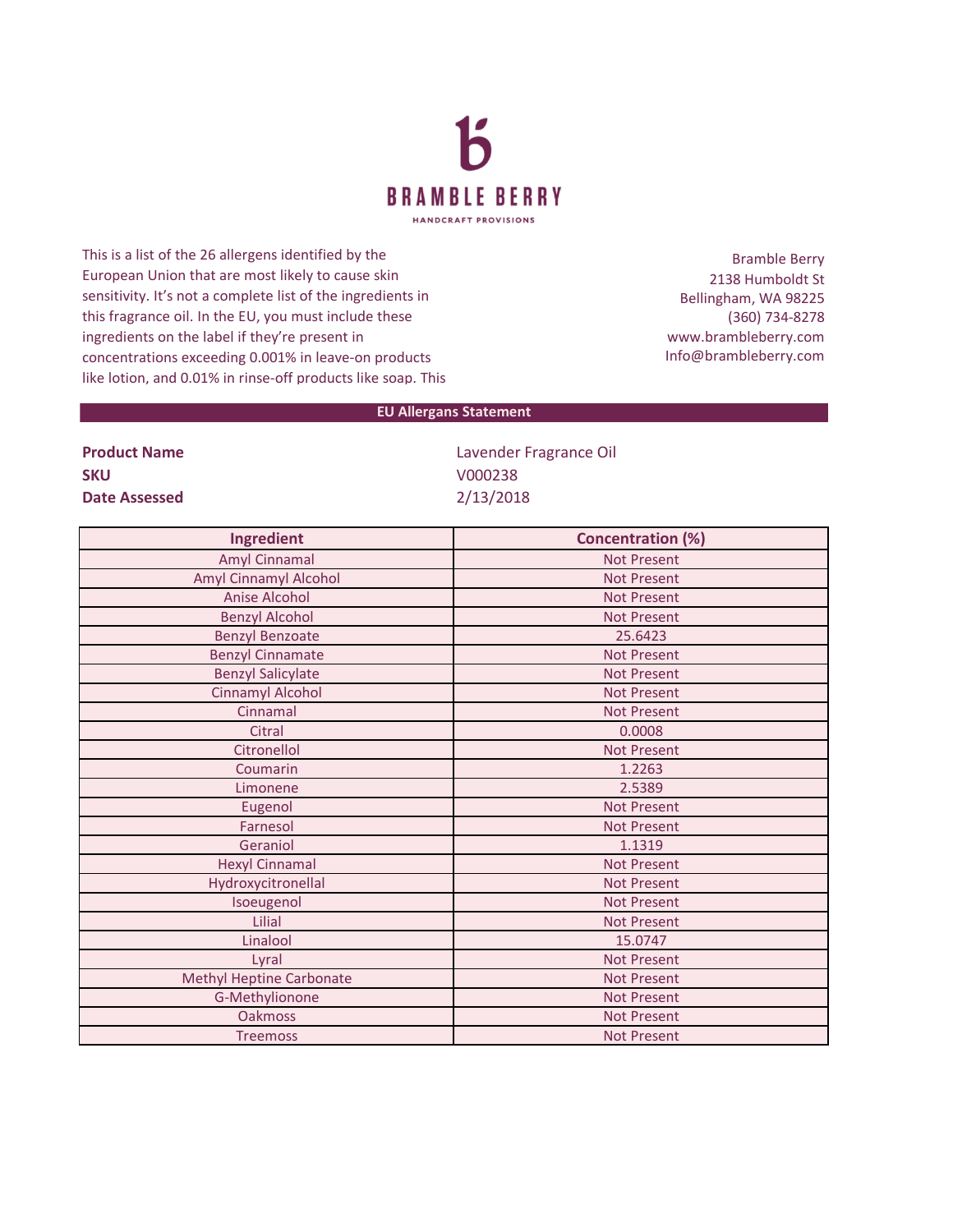BRAMBLE BERRY

HANDCRAFT PROVISIONS

This is a list of the 26 allergens identified by the European Union that are most likely to cause skin sensitivity. It's not a complete list of the ingredients in this fragrance oil. In the EU, you must include these ingredients on the label if they're present in concentrations exceeding 0.001% in leave-on products like lotion, and 0.01% in rinse-off products like soap. This

Bramble Berry
2138 Humboldt St
Bellingham, WA 98225
(360) 734-8278
www.brambleberry.com
Info@brambleberry.com

## EU Allergans Statement

| | |
|---|---|
| **Product Name** | Lavender Fragrance Oil |
| **SKU** | V000238 |
| **Date Assessed** | 2/13/2018 |

| Ingredient | Concentration (%) |
|---|---|
| Amyl Cinnamal | Not Present |
| Amyl Cinnamyl Alcohol | Not Present |
| Anise Alcohol | Not Present |
| Benzyl Alcohol | Not Present |
| Benzyl Benzoate | 25.6423 |
| Benzyl Cinnamate | Not Present |
| Benzyl Salicylate | Not Present |
| Cinnamyl Alcohol | Not Present |
| Cinnamal | Not Present |
| Citral | 0.0008 |
| Citronellol | Not Present |
| Coumarin | 1.2263 |
| Limonene | 2.5389 |
| Eugenol | Not Present |
| Farnesol | Not Present |
| Geraniol | 1.1319 |
| Hexyl Cinnamal | Not Present |
| Hydroxycitronellal | Not Present |
| Isoeugenol | Not Present |
| Lilial | Not Present |
| Linalool | 15.0747 |
| Lyral | Not Present |
| Methyl Heptine Carbonate | Not Present |
| G-Methylionone | Not Present |
| Oakmoss | Not Present |
| Treemoss | Not Present |